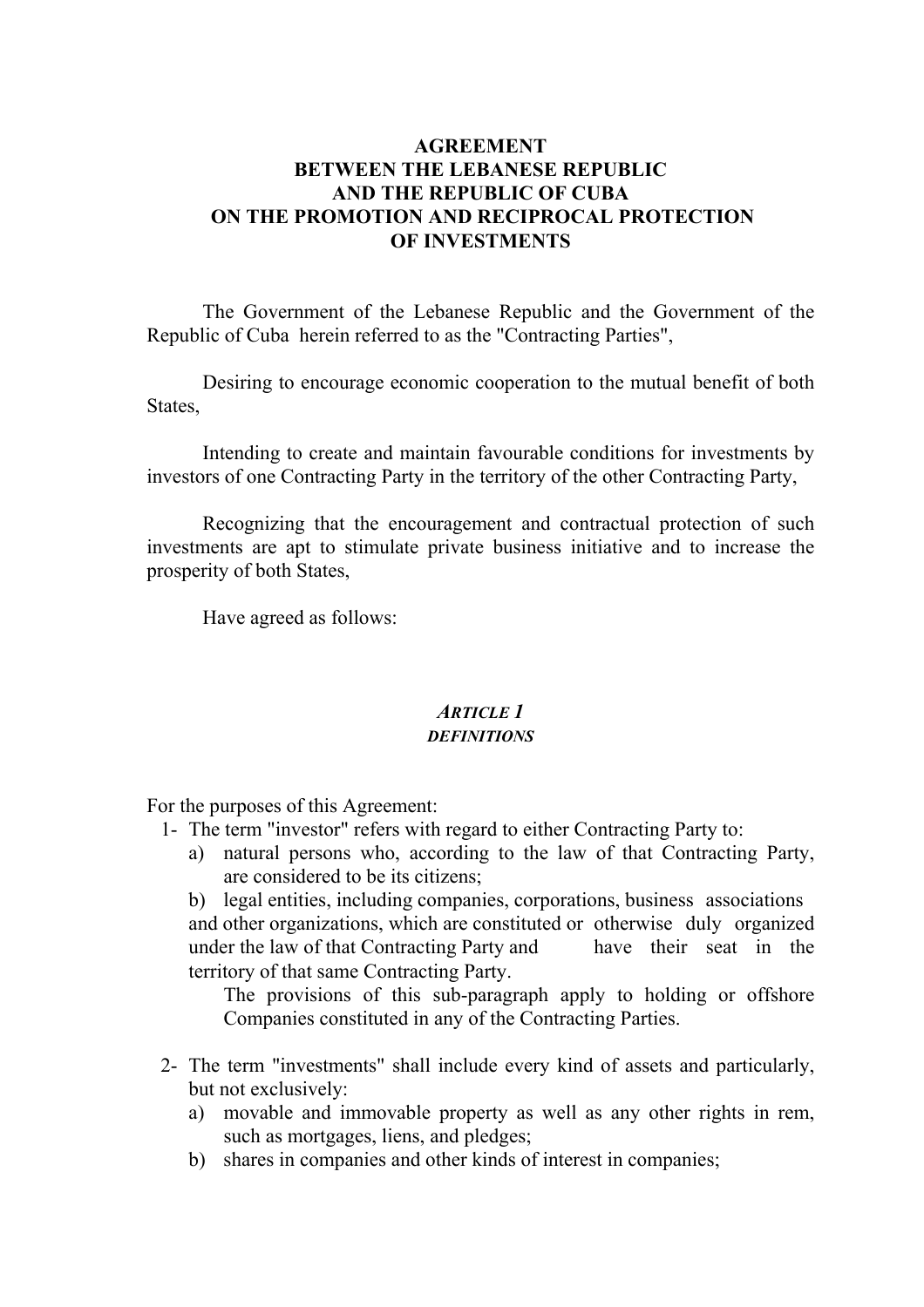# AGREEMENT
# BETWEEN THE LEBANESE REPUBLIC
# AND THE REPUBLIC OF CUBA
# ON THE PROMOTION AND RECIPROCAL PROTECTION
# OF INVESTMENTS

The Government of the Lebanese Republic and the Government of the Republic of Cuba herein referred to as the "Contracting Parties",

Desiring to encourage economic cooperation to the mutual benefit of both States,

Intending to create and maintain favourable conditions for investments by investors of one Contracting Party in the territory of the other Contracting Party,

Recognizing that the encouragement and contractual protection of such investments are apt to stimulate private business initiative and to increase the prosperity of both States,

Have agreed as follows:

## *ARTICLE 1*
## *DEFINITIONS*

For the purposes of this Agreement:

1- The term "investor" refers with regard to either Contracting Party to:
   a) natural persons who, according to the law of that Contracting Party, are considered to be its citizens;
   b) legal entities, including companies, corporations, business associations and other organizations, which are constituted or otherwise duly organized under the law of that Contracting Party and have their seat in the territory of that same Contracting Party.
      The provisions of this sub-paragraph apply to holding or offshore Companies constituted in any of the Contracting Parties.

2- The term "investments" shall include every kind of assets and particularly, but not exclusively:
   a) movable and immovable property as well as any other rights in rem, such as mortgages, liens, and pledges;
   b) shares in companies and other kinds of interest in companies;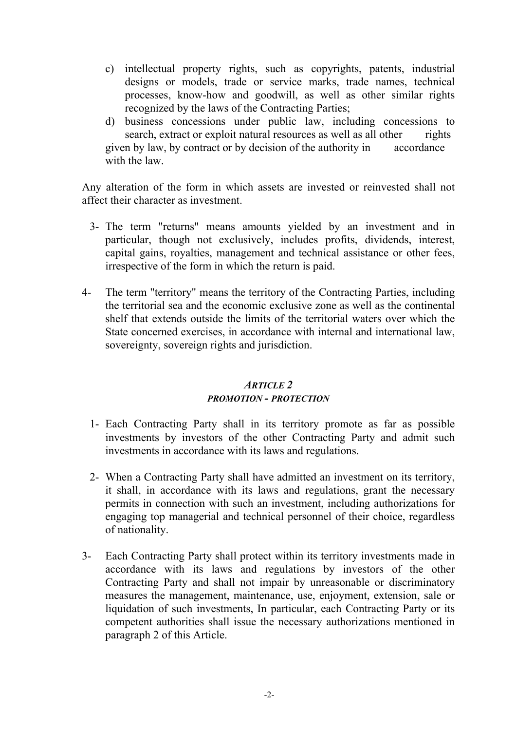c) intellectual property rights, such as copyrights, patents, industrial designs or models, trade or service marks, trade names, technical processes, know-how and goodwill, as well as other similar rights recognized by the laws of the Contracting Parties;

d) business concessions under public law, including concessions to search, extract or exploit natural resources as well as all other rights given by law, by contract or by decision of the authority in accordance with the law.

Any alteration of the form in which assets are invested or reinvested shall not affect their character as investment.

3- The term "returns" means amounts yielded by an investment and in particular, though not exclusively, includes profits, dividends, interest, capital gains, royalties, management and technical assistance or other fees, irrespective of the form in which the return is paid.

4- The term "territory" means the territory of the Contracting Parties, including the territorial sea and the economic exclusive zone as well as the continental shelf that extends outside the limits of the territorial waters over which the State concerned exercises, in accordance with internal and international law, sovereignty, sovereign rights and jurisdiction.

## *ARTICLE 2*
### *PROMOTION - PROTECTION*

1- Each Contracting Party shall in its territory promote as far as possible investments by investors of the other Contracting Party and admit such investments in accordance with its laws and regulations.

2- When a Contracting Party shall have admitted an investment on its territory, it shall, in accordance with its laws and regulations, grant the necessary permits in connection with such an investment, including authorizations for engaging top managerial and technical personnel of their choice, regardless of nationality.

3- Each Contracting Party shall protect within its territory investments made in accordance with its laws and regulations by investors of the other Contracting Party and shall not impair by unreasonable or discriminatory measures the management, maintenance, use, enjoyment, extension, sale or liquidation of such investments, In particular, each Contracting Party or its competent authorities shall issue the necessary authorizations mentioned in paragraph 2 of this Article.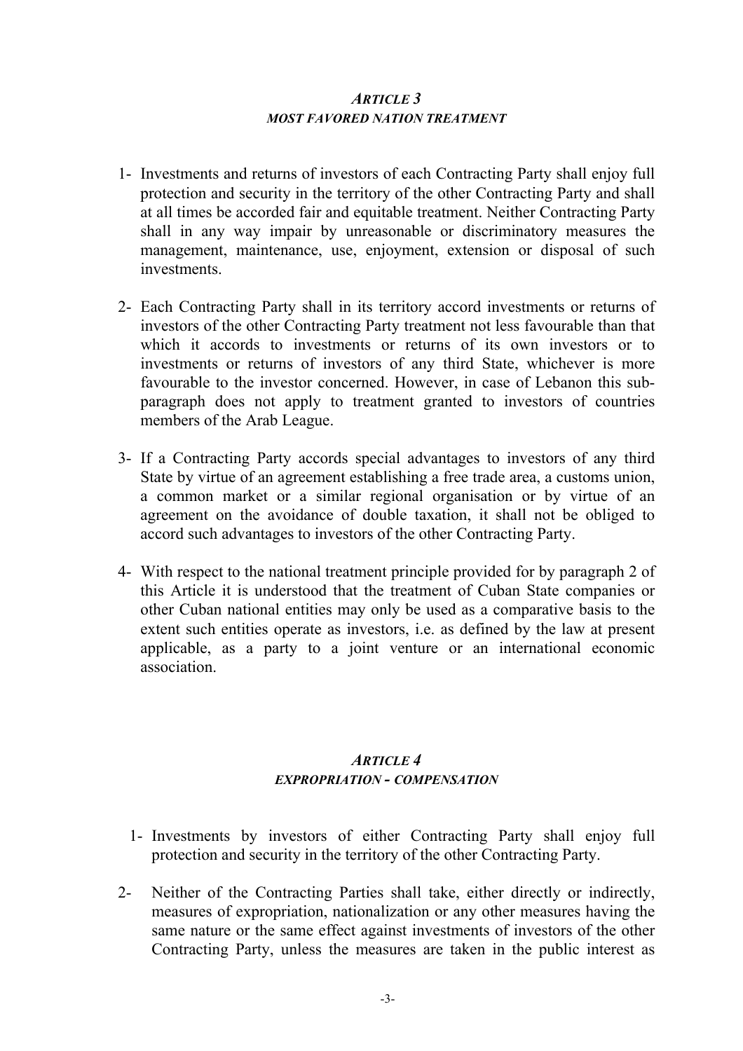### *ARTICLE 3*
#### *MOST FAVORED NATION TREATMENT*

1- Investments and returns of investors of each Contracting Party shall enjoy full protection and security in the territory of the other Contracting Party and shall at all times be accorded fair and equitable treatment. Neither Contracting Party shall in any way impair by unreasonable or discriminatory measures the management, maintenance, use, enjoyment, extension or disposal of such investments.

2- Each Contracting Party shall in its territory accord investments or returns of investors of the other Contracting Party treatment not less favourable than that which it accords to investments or returns of its own investors or to investments or returns of investors of any third State, whichever is more favourable to the investor concerned. However, in case of Lebanon this sub-paragraph does not apply to treatment granted to investors of countries members of the Arab League.

3- If a Contracting Party accords special advantages to investors of any third State by virtue of an agreement establishing a free trade area, a customs union, a common market or a similar regional organisation or by virtue of an agreement on the avoidance of double taxation, it shall not be obliged to accord such advantages to investors of the other Contracting Party.

4- With respect to the national treatment principle provided for by paragraph 2 of this Article it is understood that the treatment of Cuban State companies or other Cuban national entities may only be used as a comparative basis to the extent such entities operate as investors, i.e. as defined by the law at present applicable, as a party to a joint venture or an international economic association.

### *ARTICLE 4*
#### *EXPROPRIATION - COMPENSATION*

1- Investments by investors of either Contracting Party shall enjoy full protection and security in the territory of the other Contracting Party.

2- Neither of the Contracting Parties shall take, either directly or indirectly, measures of expropriation, nationalization or any other measures having the same nature or the same effect against investments of investors of the other Contracting Party, unless the measures are taken in the public interest as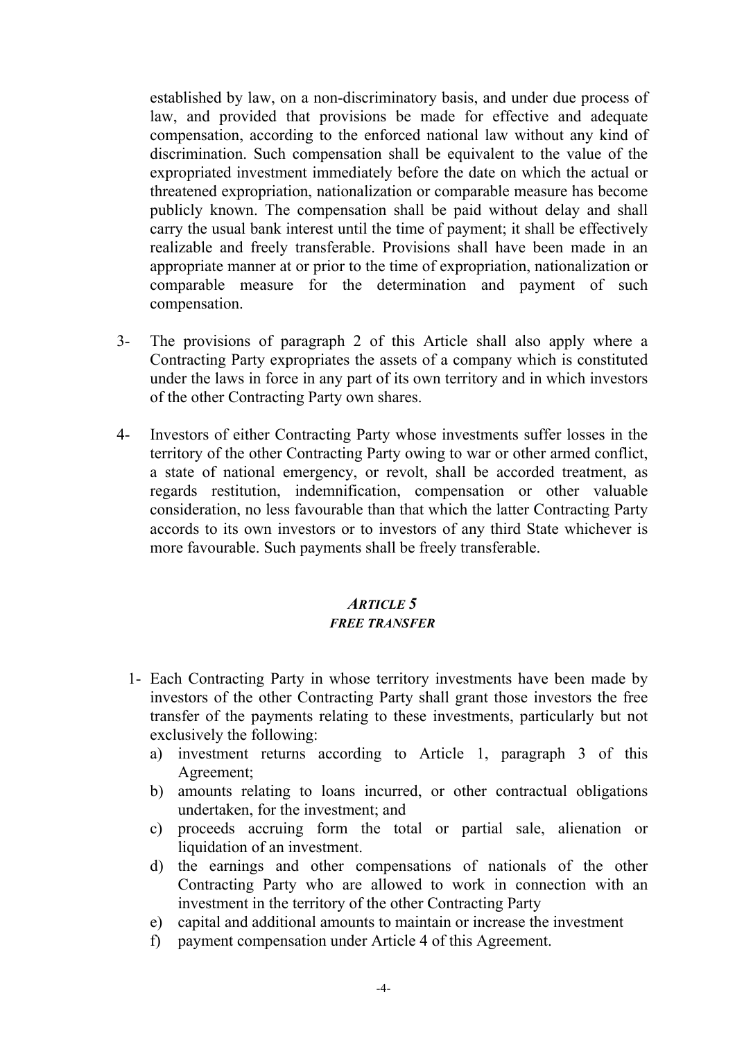established by law, on a non-discriminatory basis, and under due process of law, and provided that provisions be made for effective and adequate compensation, according to the enforced national law without any kind of discrimination. Such compensation shall be equivalent to the value of the expropriated investment immediately before the date on which the actual or threatened expropriation, nationalization or comparable measure has become publicly known. The compensation shall be paid without delay and shall carry the usual bank interest until the time of payment; it shall be effectively realizable and freely transferable. Provisions shall have been made in an appropriate manner at or prior to the time of expropriation, nationalization or comparable measure for the determination and payment of such compensation.

3- The provisions of paragraph 2 of this Article shall also apply where a Contracting Party expropriates the assets of a company which is constituted under the laws in force in any part of its own territory and in which investors of the other Contracting Party own shares.

4- Investors of either Contracting Party whose investments suffer losses in the territory of the other Contracting Party owing to war or other armed conflict, a state of national emergency, or revolt, shall be accorded treatment, as regards restitution, indemnification, compensation or other valuable consideration, no less favourable than that which the latter Contracting Party accords to its own investors or to investors of any third State whichever is more favourable. Such payments shall be freely transferable.

### *ARTICLE 5*
### *FREE TRANSFER*

1- Each Contracting Party in whose territory investments have been made by investors of the other Contracting Party shall grant those investors the free transfer of the payments relating to these investments, particularly but not exclusively the following:
   a) investment returns according to Article 1, paragraph 3 of this Agreement;
   b) amounts relating to loans incurred, or other contractual obligations undertaken, for the investment; and
   c) proceeds accruing form the total or partial sale, alienation or liquidation of an investment.
   d) the earnings and other compensations of nationals of the other Contracting Party who are allowed to work in connection with an investment in the territory of the other Contracting Party
   e) capital and additional amounts to maintain or increase the investment
   f) payment compensation under Article 4 of this Agreement.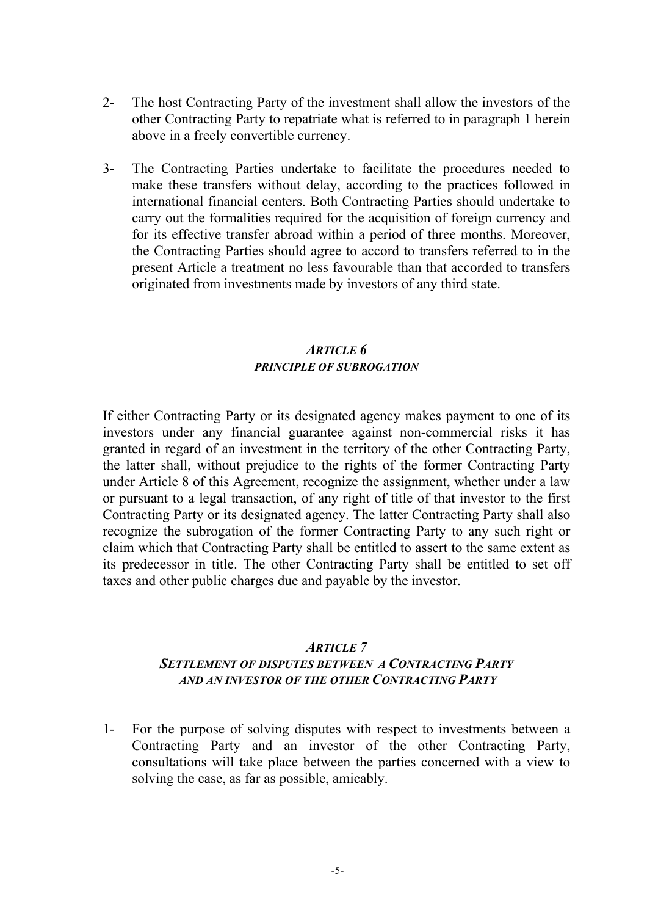2- The host Contracting Party of the investment shall allow the investors of the other Contracting Party to repatriate what is referred to in paragraph 1 herein above in a freely convertible currency.

3- The Contracting Parties undertake to facilitate the procedures needed to make these transfers without delay, according to the practices followed in international financial centers. Both Contracting Parties should undertake to carry out the formalities required for the acquisition of foreign currency and for its effective transfer abroad within a period of three months. Moreover, the Contracting Parties should agree to accord to transfers referred to in the present Article a treatment no less favourable than that accorded to transfers originated from investments made by investors of any third state.

## *ARTICLE 6*
## *PRINCIPLE OF SUBROGATION*

If either Contracting Party or its designated agency makes payment to one of its investors under any financial guarantee against non-commercial risks it has granted in regard of an investment in the territory of the other Contracting Party, the latter shall, without prejudice to the rights of the former Contracting Party under Article 8 of this Agreement, recognize the assignment, whether under a law or pursuant to a legal transaction, of any right of title of that investor to the first Contracting Party or its designated agency. The latter Contracting Party shall also recognize the subrogation of the former Contracting Party to any such right or claim which that Contracting Party shall be entitled to assert to the same extent as its predecessor in title. The other Contracting Party shall be entitled to set off taxes and other public charges due and payable by the investor.

## *ARTICLE 7*
## *SETTLEMENT OF DISPUTES BETWEEN A CONTRACTING PARTY AND AN INVESTOR OF THE OTHER CONTRACTING PARTY*

1- For the purpose of solving disputes with respect to investments between a Contracting Party and an investor of the other Contracting Party, consultations will take place between the parties concerned with a view to solving the case, as far as possible, amicably.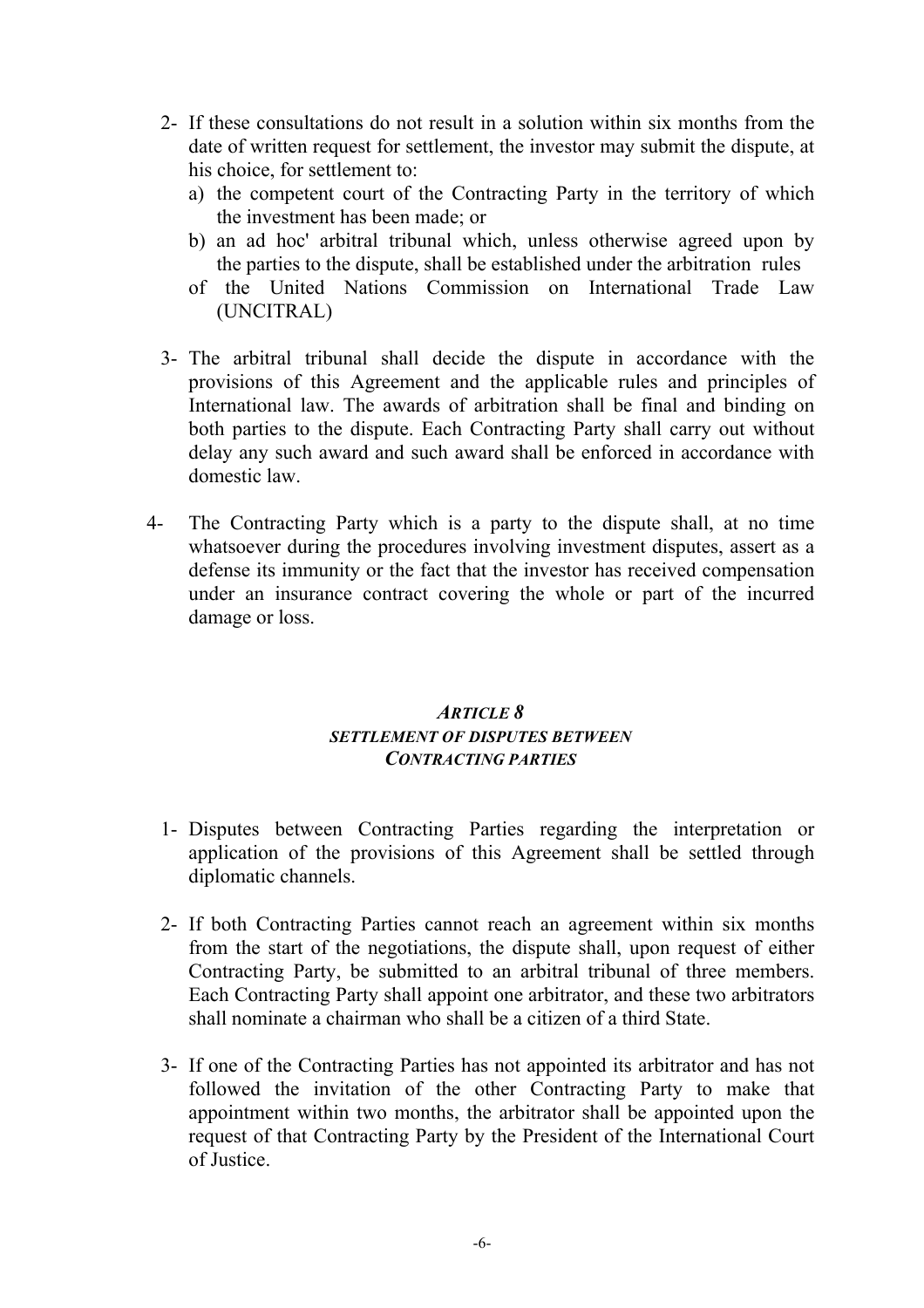2- If these consultations do not result in a solution within six months from the date of written request for settlement, the investor may submit the dispute, at his choice, for settlement to:
   a) the competent court of the Contracting Party in the territory of which the investment has been made; or
   b) an ad hoc' arbitral tribunal which, unless otherwise agreed upon by the parties to the dispute, shall be established under the arbitration rules of the United Nations Commission on International Trade Law (UNCITRAL)

3- The arbitral tribunal shall decide the dispute in accordance with the provisions of this Agreement and the applicable rules and principles of International law. The awards of arbitration shall be final and binding on both parties to the dispute. Each Contracting Party shall carry out without delay any such award and such award shall be enforced in accordance with domestic law.

4- The Contracting Party which is a party to the dispute shall, at no time whatsoever during the procedures involving investment disputes, assert as a defense its immunity or the fact that the investor has received compensation under an insurance contract covering the whole or part of the incurred damage or loss.

### *ARTICLE 8*
### *SETTLEMENT OF DISPUTES BETWEEN CONTRACTING PARTIES*

1- Disputes between Contracting Parties regarding the interpretation or application of the provisions of this Agreement shall be settled through diplomatic channels.

2- If both Contracting Parties cannot reach an agreement within six months from the start of the negotiations, the dispute shall, upon request of either Contracting Party, be submitted to an arbitral tribunal of three members. Each Contracting Party shall appoint one arbitrator, and these two arbitrators shall nominate a chairman who shall be a citizen of a third State.

3- If one of the Contracting Parties has not appointed its arbitrator and has not followed the invitation of the other Contracting Party to make that appointment within two months, the arbitrator shall be appointed upon the request of that Contracting Party by the President of the International Court of Justice.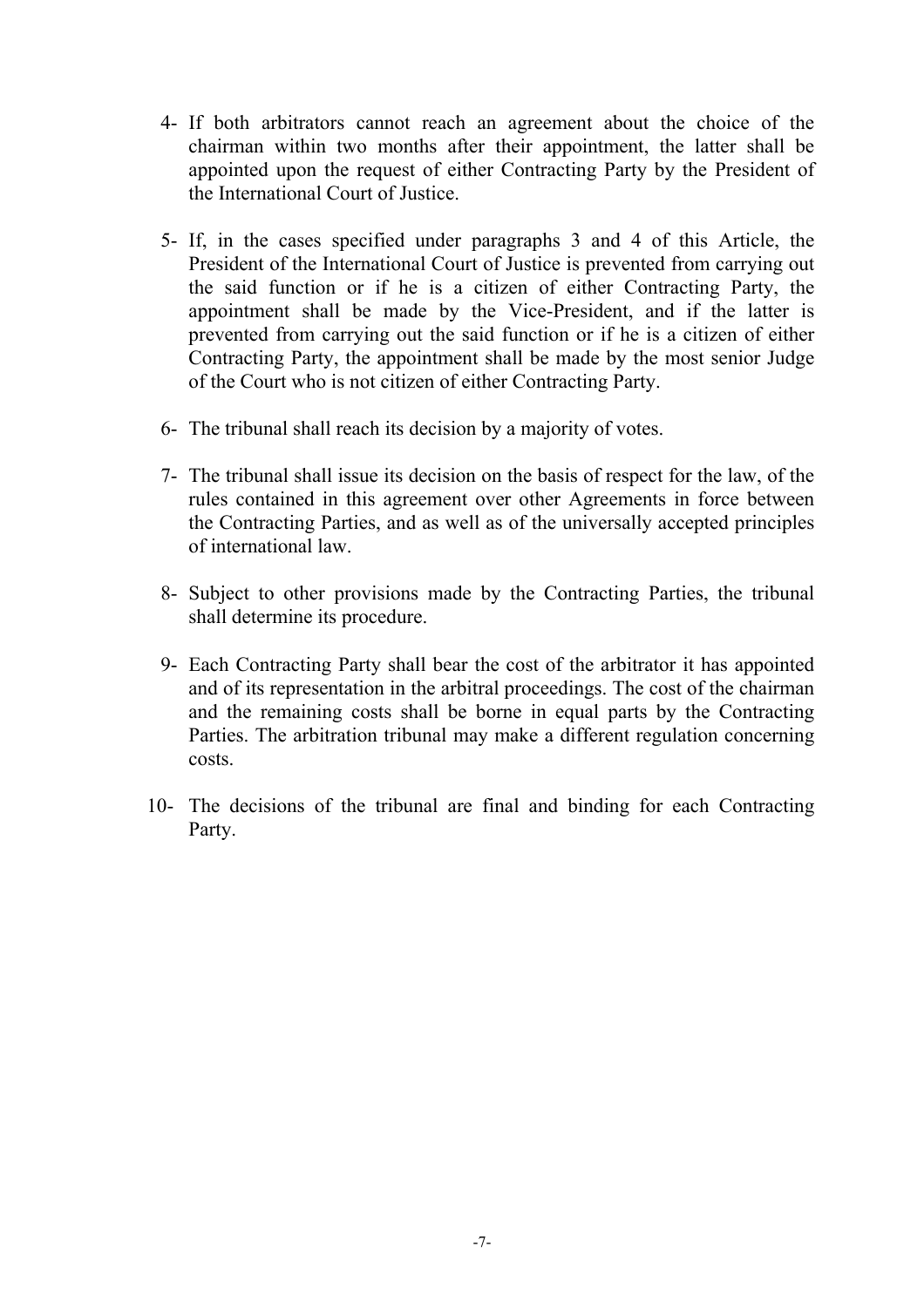4- If both arbitrators cannot reach an agreement about the choice of the chairman within two months after their appointment, the latter shall be appointed upon the request of either Contracting Party by the President of the International Court of Justice.

5- If, in the cases specified under paragraphs 3 and 4 of this Article, the President of the International Court of Justice is prevented from carrying out the said function or if he is a citizen of either Contracting Party, the appointment shall be made by the Vice-President, and if the latter is prevented from carrying out the said function or if he is a citizen of either Contracting Party, the appointment shall be made by the most senior Judge of the Court who is not citizen of either Contracting Party.

6- The tribunal shall reach its decision by a majority of votes.

7- The tribunal shall issue its decision on the basis of respect for the law, of the rules contained in this agreement over other Agreements in force between the Contracting Parties, and as well as of the universally accepted principles of international law.

8- Subject to other provisions made by the Contracting Parties, the tribunal shall determine its procedure.

9- Each Contracting Party shall bear the cost of the arbitrator it has appointed and of its representation in the arbitral proceedings. The cost of the chairman and the remaining costs shall be borne in equal parts by the Contracting Parties. The arbitration tribunal may make a different regulation concerning costs.

10- The decisions of the tribunal are final and binding for each Contracting Party.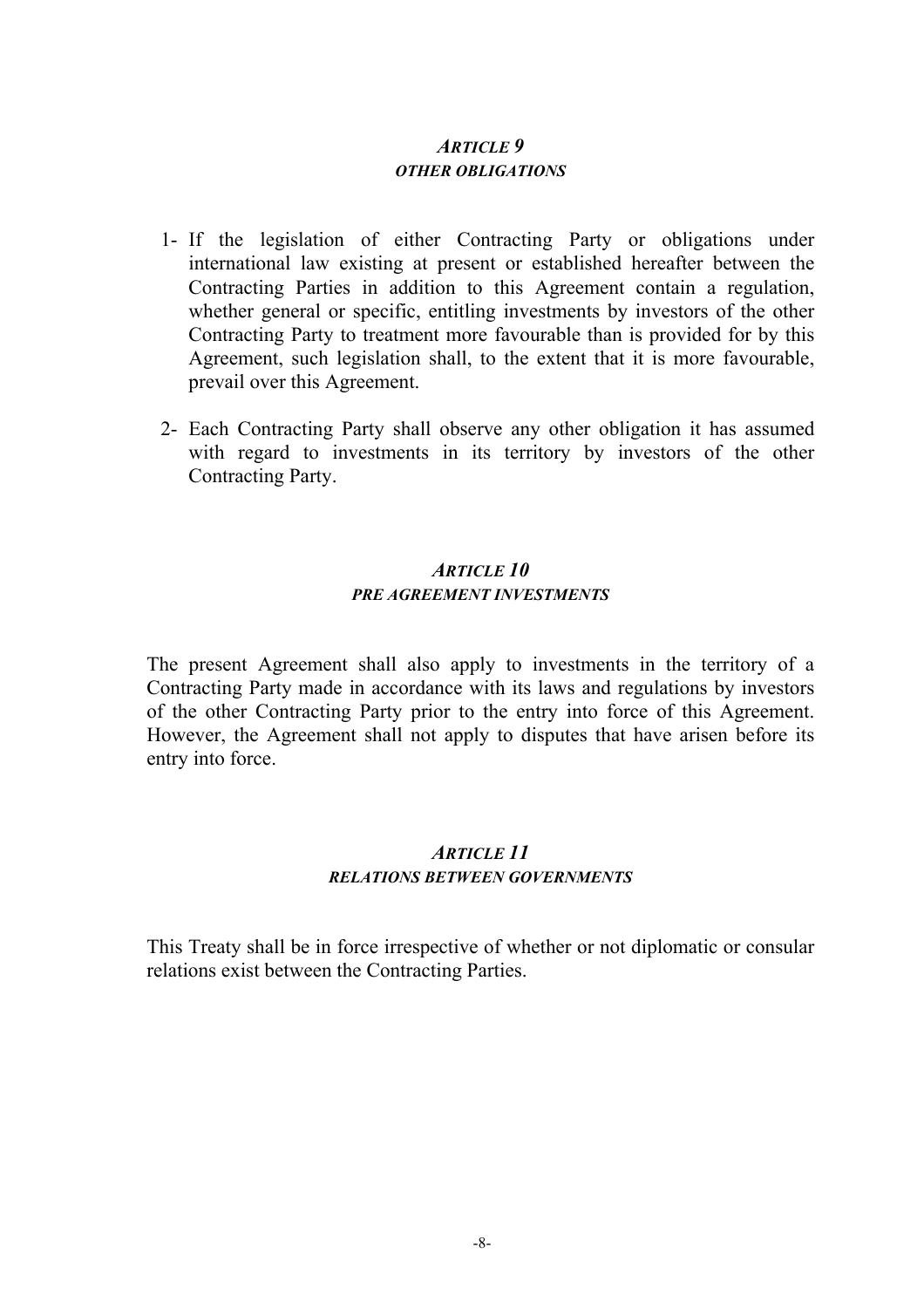## *ARTICLE 9*
### ***OTHER OBLIGATIONS***

1- If the legislation of either Contracting Party or obligations under international law existing at present or established hereafter between the Contracting Parties in addition to this Agreement contain a regulation, whether general or specific, entitling investments by investors of the other Contracting Party to treatment more favourable than is provided for by this Agreement, such legislation shall, to the extent that it is more favourable, prevail over this Agreement.

2- Each Contracting Party shall observe any other obligation it has assumed with regard to investments in its territory by investors of the other Contracting Party.

## *ARTICLE 10*
### ***PRE AGREEMENT INVESTMENTS***

The present Agreement shall also apply to investments in the territory of a Contracting Party made in accordance with its laws and regulations by investors of the other Contracting Party prior to the entry into force of this Agreement. However, the Agreement shall not apply to disputes that have arisen before its entry into force.

## *ARTICLE 11*
### ***RELATIONS BETWEEN GOVERNMENTS***

This Treaty shall be in force irrespective of whether or not diplomatic or consular relations exist between the Contracting Parties.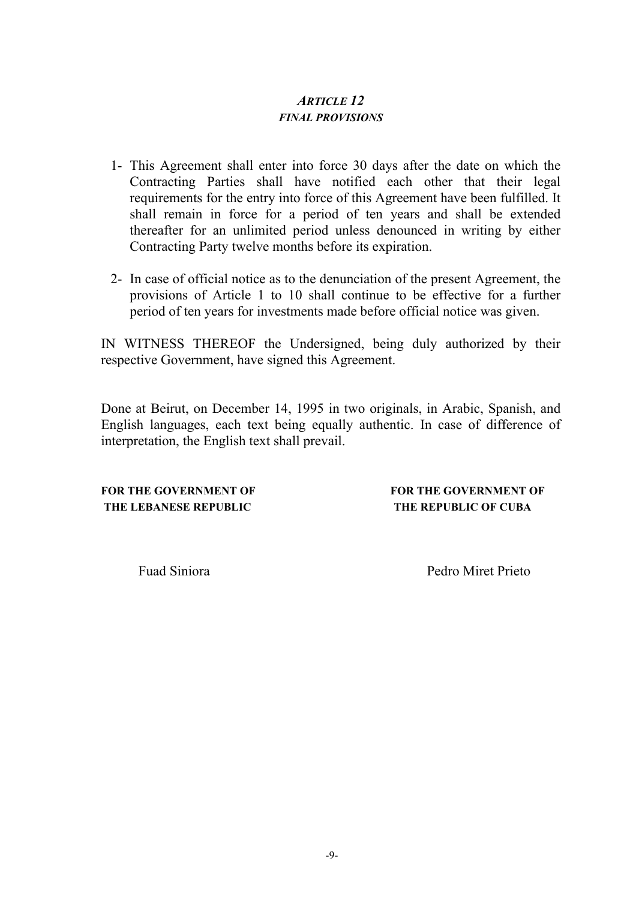### *ARTICLE 12*
### ***FINAL PROVISIONS***

1- This Agreement shall enter into force 30 days after the date on which the Contracting Parties shall have notified each other that their legal requirements for the entry into force of this Agreement have been fulfilled. It shall remain in force for a period of ten years and shall be extended thereafter for an unlimited period unless denounced in writing by either Contracting Party twelve months before its expiration.

2- In case of official notice as to the denunciation of the present Agreement, the provisions of Article 1 to 10 shall continue to be effective for a further period of ten years for investments made before official notice was given.

IN WITNESS THEREOF the Undersigned, being duly authorized by their respective Government, have signed this Agreement.

Done at Beirut, on December 14, 1995 in two originals, in Arabic, Spanish, and English languages, each text being equally authentic. In case of difference of interpretation, the English text shall prevail.

**FOR THE GOVERNMENT OF THE LEBANESE REPUBLIC**

Fuad Siniora

**FOR THE GOVERNMENT OF THE REPUBLIC OF CUBA**

Pedro Miret Prieto